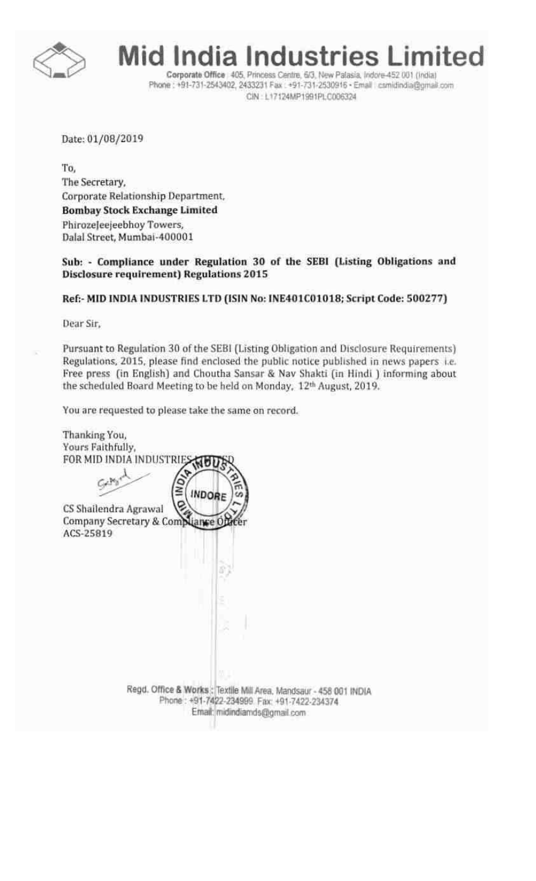# Mid India Industries Limited

Corporate Office : 405, Princess Centre, 6/3, New Palasia, Indore-452 001 (India)
Phone : +91-731-2543402, 2433231 Fax : +91-731-2530916 • Email : csmidindia@gmail.com
CIN : L17124MP1991PLC006324

Date: 01/08/2019

To,
The Secretary,
Corporate Relationship Department,
**Bombay Stock Exchange Limited**
PhirozeJeejeebhoy Towers,
Dalal Street, Mumbai-400001

**Sub: - Compliance under Regulation 30 of the SEBI (Listing Obligations and Disclosure requirement) Regulations 2015**

**Ref:- MID INDIA INDUSTRIES LTD (ISIN No: INE401C01018; Script Code: 500277)**

Dear Sir,

Pursuant to Regulation 30 of the SEBI (Listing Obligation and Disclosure Requirements) Regulations, 2015, please find enclosed the public notice published in news papers i.e. Free press (in English) and Choutha Sansar & Nav Shakti (in Hindi ) informing about the scheduled Board Meeting to be held on Monday, 12th August, 2019.

You are requested to please take the same on record.

Thanking You,
Yours Faithfully,
FOR MID INDIA INDUSTRIES LIMITED

CS Shailendra Agrawal
Company Secretary & Compliance Officer
ACS-25819

Regd. Office & Works : Textile Mill Area, Mandsaur - 458 001 INDIA
Phone : +91-7422-234999 Fax: +91-7422-234374
Email: midindiamds@gmail.com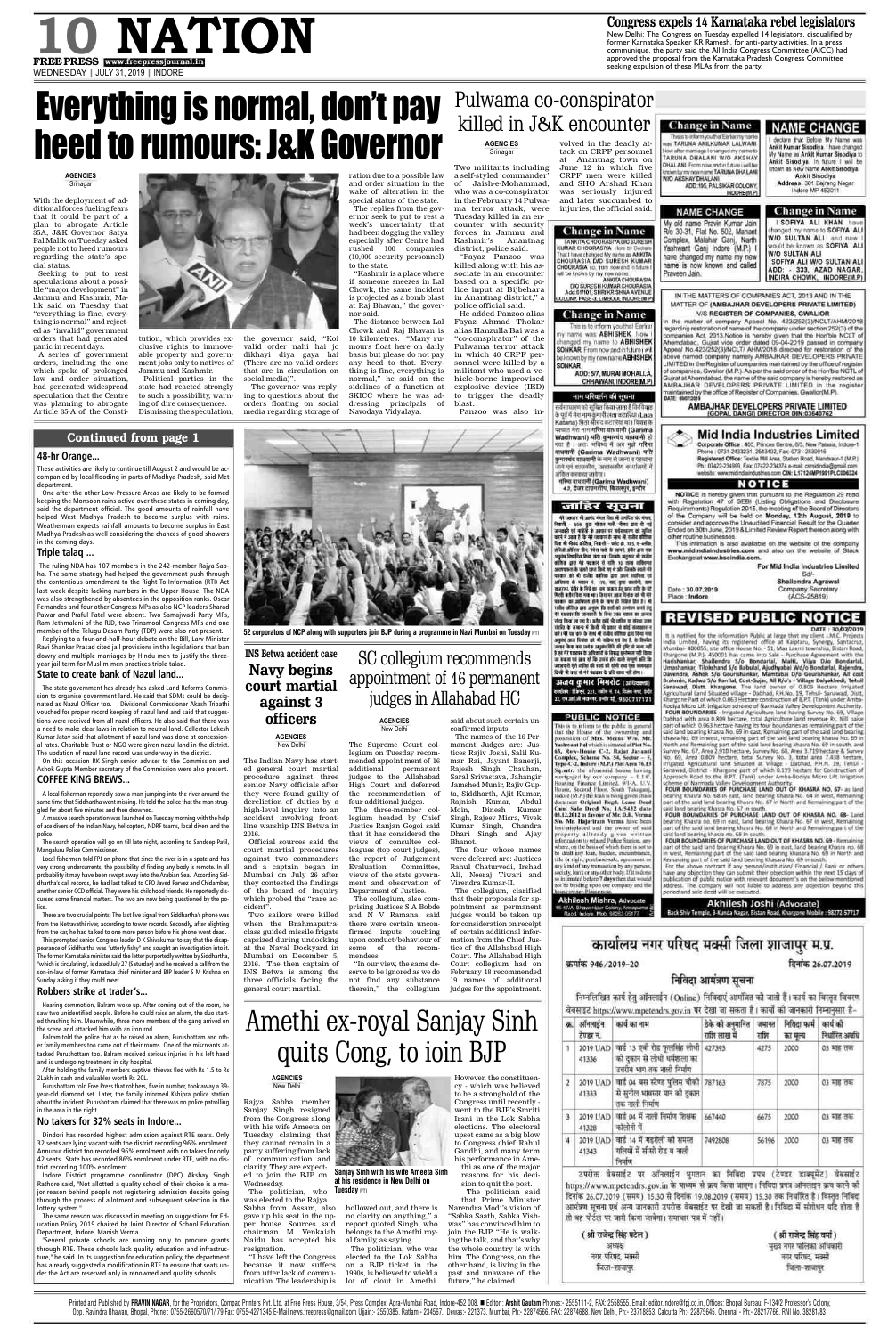# Congress expels 14 Karnataka rebel legislators

New Delhi: The Congress on Tuesday expelled 14 legislators, disqualified by former Karnataka Speaker KR Ramesh, for anti-party activities. In a press communique, the party said the All India Congress Committee (AICC) had approved the proposal from the Karnataka Pradesh Congress Committee seeking expulsion of these MLAs from the party.

# Everything is normal, don't pay heed to rumours: J&K Governor

AGENCIES
Srinagar

With the deployment of additional forces fuelling fears that it could be part of a plan to abrogate Article 35A, J&K Governor Satya Pal Malik on Tuesday asked people not to heed rumours regarding the state's special status.

Seeking to put to rest speculations about a possible "major development" in Jammu and Kashmir, Malik said on Tuesday that "everything is fine, everything is normal" and rejected as "invalid" government orders that had generated panic in recent days.

A series of government orders, including the one which spoke of prolonged law and order situation, had generated widespread speculation that the Centre was planning to abrogate Article 35-A of the Constitution, which provides exclusive rights to immovable property and government jobs only to natives of Jammu and Kashmir.

Political parties in the state had reacted strongly to such a possibility, warning of dire consequences. Dismissing the speculation, the governor said, "Koi valid order nahi hai jo dikhayi diya gaya hai (There are no valid orders that are in circulation on social media)".

The governor was replying to questions about the orders floating on social media regarding storage of ration due to a possible law and order situation in the wake of alteration in the special status of the state.

The replies from the governor seek to put to rest a week's uncertainty that had been dogging the valley especially after Centre had rushed 100 companies (10,000 security personnel) to the state.

"Kashmir is a place where if someone sneezes in Lal Chowk, the same incident is projected as a bomb blast at Raj Bhavan," the governor said.

The distance between Lal Chowk and Raj Bhavan is 10 kilometres. "Many rumours float here on daily basis but please do not pay any heed to that. Everything is fine, everything is normal," he said on the sidelines of a function at SKICC where he was addressing principals of Navodaya Vidyalaya.

# Pulwama co-conspirator killed in J&K encounter

AGENCIES
Srinagar

Two militants including a self-styled 'commander' of Jaish-e-Mohammad, who was a co-conspirator in the February 14 Pulwama terror attack, were Tuesday killed in an encounter with security forces in Jammu and Kashmir's Anantnag district, police said.

"Fayaz Panzoo was killed along with his associate in an encounter based on a specific police input at Bijbehara in Anantnag district," a police official said.

He added Panzoo alias Fayaz Ahmad Thokar alias Hanzulla Bai was a "co-conspirator" of the Pulwama terror attack in which 40 CRPF personnel were killed by a militant who used a vehicle-borne improvised explosive device (IED) to trigger the deadly blast.

Panzoo was also involved in the deadly attack on CRPF personnel at Anantnag town on June 12 in which five CRPF men were killed and SHO Arshad Khan was seriously injured and later succumbed to injuries, the official said.

## Change in Name

This is to inform you that Earlier my name was TARUNA ANILKUMAR LALWANI. Now after marriage I changed my name to TARUNA DHALANI W/O AKSHAY DHALANI. From now and in future i will be known by my new name TARUNA DHALANI W/O AKSHAY DHALANI
ADD: 195, PALSIKAR COLONY, INDORE(M.P)

## NAME CHANGE

I declare that Before My Name was Ankit Kumar Sisodiya. I have changed My Name as Ankit Kumar Sisodiya to Ankit Sisodiya. In future I will be known as New Name Ankit Sisodiya
Ankit Sisodiya
Address: 381 Bajrang Nagar Indore MP 452011

## Change in Name

I ANKITA CHOURASIYA D/O SURESH KUMAR CHOURASIYA. Here by Declare That I have changed My name as ANKITA CHOURASIA D/O SURESH KUMAR CHOURASIA so, from now and in future I will be known by my new name.
ANKITA CHOURASIA
D/O SURESH KUMAR CHOURASIA
Add 81/101, SHRI KRISHNA AVENUE COLONY, FASE-3, LIMBODI, INDORE(M.P)

## NAME CHANGE

My old name Pravin Kumar Jain R/o 30-31, Flat No. 502, Mahant Complex, Malahar Ganj, North Yashwant Ganj Indore (M.P.) I have changed my name my new name is now known and called Praveen Jain.

## Change in Name

I SOFIYA ALI KHAN have changed my name to SOFIYA ALI W/O SULTAN ALI and now I would be known as SOFIYA ALI W/O SULTAN ALI
SOFIYA ALI W/O SULTAN ALI
ADD: - 333, AZAD NAGAR, INDIRA CHOWK, INDORE(M.P)

## Change in Name

This is to inform you that Earlier my name was ABHISHEK. Now I changed my name to ABHISHEK SONKAR. From now and in future I will be known by my new name ABHISHEK SONKAR.
ADD: 57, MURAI MOHALLA, CHHAWANI, INDORE(M.P)

IN THE MATTERS OF COMPANIES ACT, 2013 AND IN THE MATTER OF (AMBAJHAR DEVELOPERS PRIVATE LIMITED)
V/S REGISTER OF COMPANIES, GWALIOR

In the matter of company Appeal No. 423/252(3)/NCLT/AHM/2018 regarding restoration of name of the company under section 252(3) of the companies Act, 2013. Notice is hereby given that the Hon'ble NCLT of Ahemdabad, Gujrat vide order dated 09-04-2019 passed in company Appeal No. 423/252(3)/NCLT/ AHM/2018 directed for restoration of the above named company namely AMBAJHAR DEVELOPERS PRIVATE LIMITED in the Register of companies maintained by the office of register of companies, Gwalior (M.P.). As per the said order of the Hon'ble NCTL of Gujrat at Ahemdabad, the name of the said company is hereby restored as AMBAJHAR DEVELOPERS PRIVATE LIMITED in the register maintained by the office of Register of Companies, Gwalior(M.P).
DATE: 09/07/2019

AMBAJHAR DEVELOPERS PRIVATE LIMITED
(GOPAL DANGI) DIRECTOR DIN:03640762

## नाम परिवर्तन की सूचना

सर्वसाधारण को सूचित किया जाता है कि विवाह के पूर्व मेरा नाम कुमारी लता कटारिया (Lata Kataria) पिता श्री ... था। विवाह के पश्चात मेरा नाम गरिमा वाधवानी (Garima Wadhwani) पति कुमार वाधवानी हो गया है। अतः भविष्य में अब मुझे गरिमा वाधवानी (Garima Wadhwani) पति कुमार वाधवानी के नाम से जाना व पहचाना जाए एवं शासकीय, अशासकीय कार्यालयों में अंकित करवाया जाएगा।
गरिमा वाधवानी (Garima Wadhwani)
43, टॉवर टाउनशिप, बिजलपुर, इन्दौर

## Continued from page 1

### 48-hr Orange...

These activities are likely to continue till August 2 and would be accompanied by local flooding in parts of Madhya Pradesh, said Met department.

One after the other Low-Pressure Areas are likely to be formed keeping the Monsoon rains active over these states in coming day, said the department official. The good amounts of rainfall have helped West Madhya Pradesh to become surplus with rains. Weatherman expects rainfall amounts to become surplus in East Madhya Pradesh as well considering the chances of good showers in the coming days.

### Triple talaq ...

The ruling NDA has 107 members in the 242-member Rajya Sabha. The same strategy had helped the government push through the contentious amendment to the Right To Information (RTI) Act last week despite lacking numbers in the Upper House. The NDA was also strengthened by absentees in the opposition ranks. Oscar Fernandes and four other Congress MPs as also NCP leaders Sharad Pawar and Praful Patel were absent. Two Samajwadi Party MPs, Ram Jethmalani of the RJD, two Trinamool Congress MPs and one member of the Telugu Desam Party (TDP) were also not present.

Replying to a four-and-half-hour debate on the Bill, Law Minister Ravi Shankar Prasad cited jail provisions in the legislations that ban dowry and multiple marriages by Hindu men to justify the three-year jail term for Muslim men practices triple talaq.

### State to create bank of Nazul land...

The state government has already has asked Land Reforms Commission to organise government land. He said that SDMs could be designated as Nazul Officer too. Divisional Commissioner Akash Tripathi vouched for proper record keeping of nazul land and said that suggestions were received from all nazul offices. He also said that there was a need to make clear laws in relation to neutral land. Collector Lokesh Kumar Jatav said that allotment of nazul land was done at concessional rates. Charitable Trust or NGO were given nazul land in the district. The updation of nazul land record was underway in the district.

On this occasion RK Singh senior adviser to the Commission and Ashok Gupta Member secretary of the Commission were also present.

### COFFEE KING BREWS...

A local fisherman reportedly saw a man jumping into the river around the same time that Siddhartha went missing. He told the police that the man struggled for about five minutes and then drowned.

A massive search operation was launched on Tuesday morning with the help of ace divers of the Indian Navy, helicopters, NDRF teams, local divers and the police.

The search operation will go on till late night, according to Sandeep Patil, Mangaluru Police Commissioner.

Local fishermen told FPJ on phone that since the river is in spate and has very strong undercurrents, the possibility of finding any body is remote. In all probability it may have been swept away into the Arabian Sea. According Siddhartha's call records, he had last talked to CFO Javed Parvez and Chidambar, another senior CCD official. They were his childhood friends. He reportedly discussed some financial matters. The two are now being questioned by the police.

There are two crucial points: The last live signal from Siddhartha's phone was from the Netravathi river, according to tower records. Secondly, after alighting from the car, he had talked to one more person before his phone went dead.

This prompted senior Congress leader D K Shivakumar to say that the disappearance of Siddhartha was "utterly fishy" and sought an investigation into it. The former Karnataka minister said the letter purportedly written by Siddhartha, "which is circulating", is dated July 27 (Saturday) and he received a call from the son-in-law of former Karnataka chief minister and BJP leader S M Krishna on Sunday asking if they could meet.

### Robbers strike at trader's...

Hearing commotion, Balram woke up. After coming out of the room, he saw two unidentified people. Before he could raise an alarm, the duo started thrashing him. Meanwhile, three more members of the gang arrived on the scene and attacked him with an iron rod.

Balram told the police that as he raised an alarm, Purushottam and other family members too came out of their rooms. One of the miscreants attacked Purushottam too. Balram received serious injuries in his left hand and is undergoing treatment in city hospital.

After holding the family members captive, thieves fled with Rs 1.5 to Rs 2Lakh in cash and valuables worth Rs 20L.

Purushottam told Free Press that robbers, five in number, took away a 39-year-old diamond set. Later, the family informed Kishore police station about the incident. Purushottam claimed that there was no police patrolling in the area in the night.

### No takers for 32% seats in Indore...

Dindori has recorded highest admission against RTE seats. Only 32 seats are lying vacant with the district recording 96% enrolment. Annupur district too recorded 96% enrolment with no takers for only 42 seats. State has recorded 86% enrolment under RTE, with no district recording 100% enrolment.

Indore District programme coordinator (DPC) Akshay Singh Rathore said, "Not allotted a quality school of their choice is a major reason behind people not registering admission despite going through the process of allotment and subsequent selection in the lottery system."

The same reason was discussed in meeting on suggestions for Education Policy 2019 chaired by Joint Director of School Education Department, Indore, Manish Verma.

"Several private schools are running only to procure grants through RTE. These schools lack quality education and infrastructure," he said. In its suggestion for education policy, the department has already suggested a modification in RTE to ensure that seats under the Act are reserved only in renowned and quality schools.

52 corporators of NCP along with supporters join BJP during a programme in Navi Mumbai on Tuesday (PTI)

## जाहिर सूचना

अजय कुमार मिश्रा (अधिवक्ता)

## INS Betwa accident case

# Navy begins court martial against 3 officers

AGENCIES
New Delhi

The Indian Navy has started general court martial procedure against three senior Navy officials after they were found guilty of dereliction of duties by a high-level inquiry into an accident involving frontline warship INS Betwa in 2016.

Official sources said the court martial procedures against two commanders and a captain began in Mumbai on July 26 after they contested the findings of the board of inquiry which probed the "rare accident".

Two sailors were killed when the Brahmaputra-class guided missile frigate capsized during undocking at the Naval Dockyard in Mumbai on December 5, 2016. The then captain of INS Betwa is among the three officials facing the general court martial.

# SC collegium recommends appointment of 16 permanent judges in Allahabad HC

AGENCIES
New Delhi

The Supreme Court collegium on Tuesday recommended appointment of 16 additional permanent judges to the Allahabad High Court and deferred the recommendation of four additional judges.

The three-member collegium headed by Chief Justice Ranjan Gogoi said that it has considered the views of consultee colleagues (top court judges), the report of Judgement Evaluation Committee, views of the state government and observation of Department of Justice.

The collegium, also comprising Justices S A Bobde and N V Ramana, said there were certain unconfirmed inputs touching upon conduct/behaviour of some of the recommendees.

"In our view, the same deserve to be ignored as we do not find any substance therein," the collegium said about such certain unconfirmed inputs.

The names of the 16 Permanent Judges are: Justices Rajiv Joshi, Salil Kumar Rai, Jayant Banerji, Rajesh Singh Chauhan, Saral Srivastava, Jahangir Jamshed Munir, Rajiv Gupta, Siddharth, Ajit Kumar, Rajnish Kumar, Abdul Moin, Dinesh Kumar Singh, Rajeev Misra, Vivek Kumar Singh, Chandra Dhari Singh and Ajay Bhanot.

The four whose names were deferred are: Justices Rahul Chaturvedi, Irshad Ali, Neeraj Tiwari and Virendra Kumar-II.

The collegium, clarified that their proposals for appointment as permanent judges would be taken up for consideration on receipt of certain additional information from the Chief Justice of the Allahabad High Court. The Allahabad High Court collegium had on February 18 recommended 19 names of additional judges for the appointment.

## PUBLIC NOTICE

This is to inform to the public in general that the House of the ownership and possession of Mrs. Meena W/o. Mr. Yashwant Pal which is situated at Plot No. 65, Row-House C-2, Rajat Jayanti Complex, Scheme No. 54, Sector - 1, Type-C-2, Indore (M.P.) Plot Area 76.13 Sq.mtr. the aforesaid house having of mortgaged by our company - L.I.C. Housing Finance Limited ... (partially illegible)

Akhilesh Mishra, Advocate
46-A/A, Drawing Comp, Annapurna Road, Indore, Mob. 98263 05177

## Mid India Industries Limited

Corporate Office: 405, Princess Centre, 6/3, New Palasia, Indore-1
Phone: 0731-2433231, 2543402, Fax: 0731-2530916
Registered Office: Textile Mill Area, Station Road, Mandsaur-1 (M.P.)
Ph: 07422-234999, Fax: 07422-234374 e-mail: csmidindia@gmail.com
website: www.midindiaindustries.com CIN: L17124MP1991PLC006324

## NOTICE

NOTICE is hereby given that pursuant to the Regulation 29 read with Regulation 47 of SEBI (Listing Obligations and Disclosure Requirements) Regulation 2015, the meeting of the Board of Directors of the Company will be held on **Monday, 12th August, 2019** to consider and approve the Unaudited Financial Result for the Quarter Ended on 30th June, 2019 & Limited Review Report thereon along with other routine businesses.

This intimation is also available on the website of the company www.midindiaindustries.com and also on the website of Stock Exchange at www.bseindia.com.

For Mid India Industries Limited
Sd/-
Shailendra Agrawal
Company Secretary
(ACS-25819)

Date: 30.07.2019
Place: Indore

## REVISED PUBLIC NOTICE

DATE: 30/07/2019

It is notified for the information Public at large that my client J.M.C. Projects India Limited, having its registered office at Kalptaru, Synergy, Santacruz, Mumbai-400055, site office House No. - 51, Maa Laxmi township, Bistan Road, Khargone (M.P.)-450001, has come into Sale - Purchase Agreement with the Harishankar, Shailendra S/o Bondarlal, Malti, Vijya D/o Bondarlal, Umashankar, Tilokchand S/o Babulal, Ajudhyabai Wd/o Bondarlal, Rajendra, Davendra, Ashok S/o Gourishankar, Mamtabai D/o Gourishankar, All cast Brahmin, Kadwa S/o Ramlal, Cast-Gujar, All R/o's - Village Dalyakhedi, Tehsil Sanawad, Distt. Khargone. The land owner of 0.809 Hectare Irrigated Agricultural Land Situated village - Dabhad, P.H.No. 19, Tehsil - Sanawad, Distt. Khargone Part of which 0.063 Hectare construction of B.P.T. (Tank) under Amba-Rodiya Micro Lift Irrigation scheme of Narmada Valley Development Authority.

FOUR BOUNDARIES - Irrigated Agriculture land having Survey No. 69, Village Dabhad with area 0.809 hectare, total Nill patte part of which 0.063 hectare having its four boundaries as remaining part of the said land bearing Khasra No. 69 in east, Remaining part of the said land bearing Khasra No. 69 in west, remaining part of the said land bearing Khasra No. 69 in north and Remaining part of the said land bearing Khasra No. 69 in south. Survey No. 67, Area 2.918 hectare, Survey No. 68, Area 3.719 hectare & Survey No. 69, Area 0.809 hectare, total Survey No. 3, total area 7.438 hectare, Irrigated Agricultural land Situated at Village - Dabhad, P.H.N. 19, Tehsil - Sanawad, District - Khargone part of which 0.199 hectare for Construction of Approach Road to the B.P.T. (Tank) under Amba-Rodiya Micro Lift Irrigation scheme of Narmada Valley Development Authority.

FOUR BOUNDARIES OF PURCHASE LAND OUT OF KHASRA NO. 67- as land bearing Khasra No. 68 in east, land bearing Khasra No. 66 in west, Remaining part of the said land bearing Khasra No. 67 in north and Remaining part of the said land bearing Khasra No. 67 in south.

FOUR BOUNDARIES OF PURCHASE LAND OUT OF KHASRA NO. 68- Land bearing Khasra no. 69 in east, land bearing Khasra No. 67 in west, Remaining part of the said land bearing Khasra No. 68 in north and Remaining part of the said land bearing Khasra No. 68 in south.

FOUR BOUNDARIES OF PURCHASE LAND OUT OF KHASRA NO. 69 - Remaining part of the said land bearing Khasra no. 69 in east, land bearing Khasra No. 68 in west, Remaining part of the said land bearing Khasra No. 69 in north and Remaining part of the said land bearing Khasra No. 69 in south.

For the above contract if any person/institution/ Financial / Bank or others have any objection they can submit their objection within the next 15 days of publication of public notice with relevant document's on the below mentioned address. The company will not liable to address any objection beyond this period and sale deed will be executed.

Akhilesh Joshi (Advocate)
Back Shiv Temple, 9-Kunda Nagar, Bistan Road, Khargone Mobile: 98272-57717

# Amethi ex-royal Sanjay Sinh quits Cong, to join BJP

AGENCIES
New Delhi

Rajya Sabha member Sanjay Singh resigned from the Congress along with his wife Ameeta on Tuesday, claiming that they cannot remain in a party suffering from lack of communication and clarity. They are expected to join the BJP on Wednesday.

"The politician, who was elected to the Rajya Sabha from Assam, also gave up his seat in the upper house. Sources said chairman M Venkaiah Naidu has accepted his resignation.

"I have left the Congress because it now suffers from utter lack of communication. The leadership is hollowed out, and there is no clarity on anything," a report quoted Singh, who belongs to the Amethi royal family, as saying.

The politician, who was elected to the Lok Sabha on a BJP ticket in the 1990s, is believed to wield a lot of clout in Amethi. However, the constituency - which was believed to be a stronghold of the Congress until recently - went to the BJP's Smriti Irani in the Lok Sabha elections. The electoral upset came as a big blow to Congress chief Rahul Gandhi, and many term his performance in Amethi as one of the major reasons for his decision to quit the post.

The politician said that Prime Minister Narendra Modi's vision of "Sabka Saath, Sabka Vishwas" has convinced him to join the BJP. "He is walking the talk, and that's why the whole country is with him. The Congress, on the other hand, is living in the past and unaware of the future," he claimed.

Sanjay Sinh with his wife Ameeta Sinh at his residence in New Delhi on Tuesday (PTI)

## कार्यालय नगर परिषद मक्सी जिला शाजापुर म.प्र.

क्रमांक 946/2019-20 | दिनांक 26.07.2019

### निविदा आमंत्रण सूचना

निम्नलिखित कार्य हेतु ऑनलाईन (Online) निविदाएं आमंत्रित की जाती है। कार्य का विस्तृत विवरण वेबसाईट https://www.mptenders.gov.in पर देखा जा सकता है। कार्यों की जानकारी निम्नानुसार है-

| क्र. | ऑनलाईन टेण्डर नं. | कार्य का नाम | ठेके की अनुमानित राशि लाख में | धरोहर राशि | निविदा फार्म का मूल्य | कार्य की निर्धारित अवधि |
|---|---|---|---|---|---|---|
| 1 | 2019 UAD 41336 | वार्ड 13 एबी रोड फुटब्रिज पोषी की दुकान से रोषी भकेला का उत्तरेय भाग तक नाली निर्माण | 427393 | 4275 | 2000 | 03 माह तक |
| 2 | 2019 UAD 41333 | वार्ड 04 बस स्टेण्ड पुलिस चौकी से सुनील भावसार पान की दुकान तक नाली निर्माण | 787163 | 7875 | 2000 | 03 माह तक |
| 3 | 2019 UAD 41328 | वार्ड 04 में नाली निर्माण शिक्षक कॉलोनी में | 667440 | 6675 | 2000 | 03 माह तक |
| 4 | 2019 UAD 41343 | वार्ड 14 में गढ़तेली की समस्त गलियों में सीसी रोड व नाली निर्माण | 7492808 | 56196 | 2000 | 03 माह तक |

उपरोक्त वेबसाईट पर ऑनलाईन भुगतान कर निविदा प्रपत्र (टेण्डर डाक्यूमेंट) वेबसाईट https://www.mptenders.gov.in के माध्यम से क्रय किया जावेगा। निविदा प्रपत्र ऑनलाईन क्रय करने की दिनांक 26.07.2019 (समय) 15.30 से दिनांक 19.08.2019 (समय) 15.30 तक निर्धारित है। विस्तृत निविदा आमंत्रण सूचना एवं अन्य जानकारी उपरोक्त वेबसाईट पर देखी जा सकती है। निविदा में संशोधन यदि होता है तो वह पोर्टल पर जारी किया जावेगा। समाचार पत्र में नहीं।

(श्री राजेन्द्र सिंह पटेल)
अध्यक्ष
नगर परिषद, मक्सी
जिला-शाजापुर

(श्री राजेन्द्र सिंह वर्मा)
मुख्य नगर पालिका अधिकारी
नगर परिषद, मक्सी
जिला-शाजापुर

Printed and Published by PRAVIN NAGAR, for the Proprietors, Compact Printers Pvt. Ltd. at Free Press House, 3/54, Press Complex, Agra-Mumbai Road, Indore-452 008. ■ Editor : Arshit Gautam Phones:- 2555111-2, FAX: 2558555. Email: editor.indore@fpj.co.in. Offices: Bhopal Bureau: F-134/2 Professor's Colony, Opp. Ravindra Bhawan, Bhopal, Phone : 0755-2660570/71/79 Fax: 0755-4271345 E-Mail:news.freepress@gmail.com Ujjain:- 2550385. Ratlam:- 234567. Dewas:- 221373. Mumbai, Ph:- 22874566. FAX: 22874688. New Delhi, Ph:- 23718853. Calcutta Ph:- 22875645. Chennai - Ph:- 28217766. RNI No. 38281/83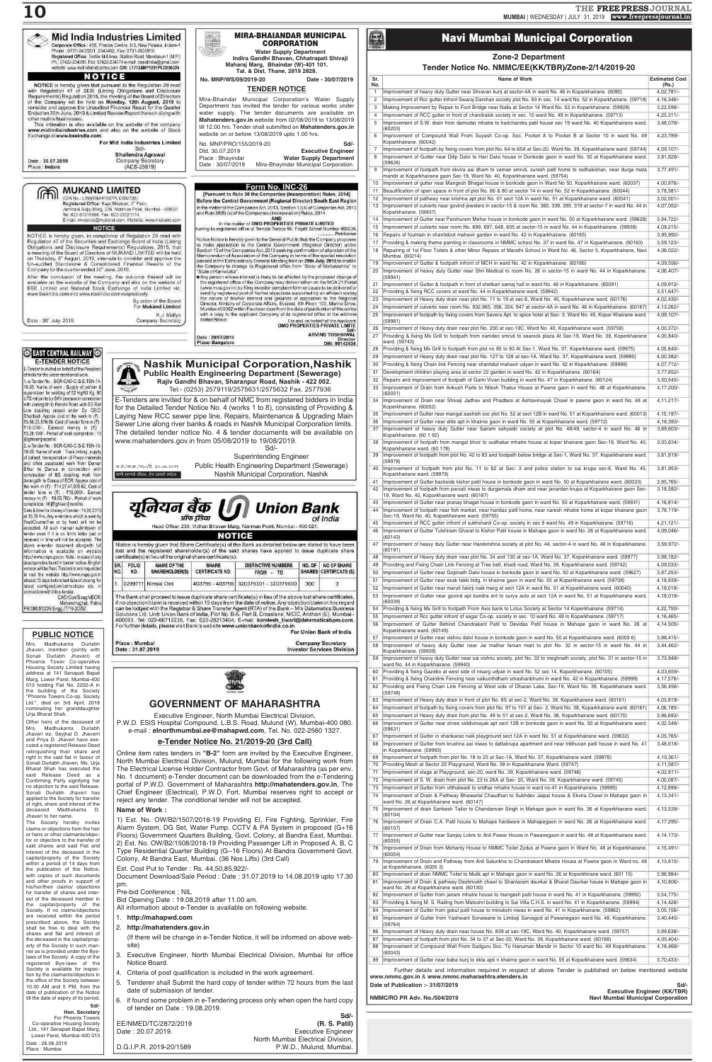## Mid India Industries Limited

Corporate Office : 405, Princes Centre, 6/3, New Palasia, Indore-1
Phone : 0731-2433231, 2543402, Fax: 0731-2530916
Registered Office: Textile Mill Area, Station Road, Mandsaur-1 (M.P.)
Ph.: 07422-234999, Fax: 07422-234374 e-mail: csmidindia@gmail.com
website: www.midindiaindustries.com CIN: L17124MP1991PLC006324

### NOTICE

NOTICE is hereby given that pursuant to the Regulation 29 read with Regulation 47 of SEBI (Listing Obligations and Disclosure Requirements) Regulation 2015, the meeting of the Board of Directors of the Company will be held on **Monday, 12th August, 2019** to consider and approve the Unaudited Financial Result for the Quarter Ended on 30th June, 2019 & Limited Review Report thereon along with other routine businesses.

This intimation is also available on the website of the company **www.midindiaindustries.com** and also on the website of Stock Exchange at **www.bseindia.com**.

For Mid India Industries Limited
Sd/-
Shailendra Agrawal
Company Secretary
(ACS-25819)

Date : 30.07.2019
Place : Indore

---

## MUKAND LIMITED

(CIN No.: L99999MH1937PLC002726)
Registered Office: Bajaj Bhawan, 3rd Floor, Jamnalal Bajaj Marg, 226, Nariman Point, Mumbai – 400021
Tel: 022-61216666, Fax: 022-22021174
E-mail: investors@mukand.com, Website: www.mukand.com

### NOTICE

NOTICE is hereby given, in compliance of Regulation 29 read with Regulation 47 of the Securities and Exchange Board of India (Listing Obligations and Disclosure Requirements) Regulations, 2015, that a meeting of the Board of Directors of MUKAND LIMITED will be held on Thursday, 8th August, 2019, inter-alia to consider and approve the Un-audited Standalone & Consolidated Financial Results of the Company for the quarter ended 30th June, 2019.

After the conclusion of the meeting, the outcome thereof will be available on the website of the Company and also on the website of BSE Limited and National Stock Exchange of India Limited viz. www.bseindia.com and www.nseindia.com respectively.

By order of the Board
For Mukand Limited
K.J. Mallya
Company Secretary

Date : 30th July, 2019

---

## EAST CENTRAL RAILWAY

### E-TENDER NOTICE

E-Tender is invited on behalf of the President of India for the under mentioned work.

1. e-Tender No.: ECR-CAO-C-S-E-TEN-14-19-20. Name of work : Supply of portion & supervision for welding of 52 Kg/60 Kg. 90 UTS rail joints by SKV process in connection with ... Approx. cost of the work in (₹) : ₹3,56,23,576.68, Cost of tender form in (₹) : ₹10,000/-, Earnest money in (₹) : ₹3,28,100/-, Period of work completion : 18 (Eighteen) months.

2. e-Tender No.: ECR-CAO-C-S-E-TEN-18-19-20. Name of work : Track linking, supply of ballast, transportation of P.way materials and other associated work from Damar Bihar to Dansa in connection with construction of BG doubling work from Jarangdih to Dansa of ECR. Approx. cost of the work in (₹) : ₹11,27,47,809.62, Cost of tender form in (₹) : ₹10,000/-, Earnest money in (₹) : ₹8,63,700/-, Period of work completion : 18 (Eighteen) months.

Date & time for closing of tender : 14.08.2019 at 15.30 hrs. Any e-tenders which is sent by Post/Courier/Fax or by hand will not be accepted. All such manual submission of tender even if it is on firm's letter pad or received in time will not be accepted. The above e-tender document alongwith full information is available on website http://www.ireps.gov.in. Note : In case of any discrepancies found in tender notice, English version will be final. Tenderers are requested to visit the website http://www.ireps.gov.in atleast 15 days before last date of closing for latest corrigendum/corrections etc. in connection with this e-tender.

CAO/Con/South/ECR
Mahendrughat, Patna

PR/0863/CON/Engg./T/19-20/52

---

## PUBLIC NOTICE

Mrs. Madhukanta Durlabh Jhaveri, member (jointly with Sonali Durlabh Jhaveri) of Phoenix Tower Co-operative Housing Society Limited having address at 141 Senapati Bapat Marg, Lower Parel, Mumbai-400 013 holding Flat No. 2202-A in the building of the Society "Phoenix Towers Co-op. Society Ltd.", died on 3rd April, 2018 nominating her granddaughter Urja Bharat Shah.

Other heirs of the deceased of Mrs. Madhukanta Durlabh Jhaveri viz. Seyjhal D. Jhaveri and Priya D. Jhaveri have executed a registered Release Deed relinquishing their share and right in the said flat in favour of Sonali Durlabh Jhaveri. Ms. Urja Bharat Shah has executed the said Release Deed as a Confirming Party signifying her no objection to the said Release. Sonali Durlabh Jhaveri has applied to the Society for transfer of right, share and interest of the deceased Madhukanta D. Jhaveri to her name.

The Society hereby invites claims or objections from the heir or heirs or other claimants/objector or objectors to the transfer of said shares and said Flat and interest of the deceased in the capital/property of the Society within a period of 14 days from the publication of this Notice, with copies of such documents and other proofs in support of his/her/their claims/ objections for transfer of shares and interest of the deceased member in the capital/property of the Society. If no claims/objections are received within the period prescribed above, the Society shall be free to deal with the shares and flat and interest of the deceased in the capital/property of the Society in such manner as is provided under the Bye-laws of the Society. A copy of the registered Bye-laws of the Society is available for inspection by the claimants/objectors in the office of the Society between 10.30 AM and 5 PM, from the date of publication of the Notice till the date of expiry of its period.

Sd/-
Hon. Secretary
For Phoenix Towers
Co-operative Housing Society Ltd., 141 Senapati Bapat Marg, Lower Parel, Mumbai-400 013

Date : 28.06.2019
Place : Mumbai

---

## MIRA-BHAIANDAR MUNICIPAL CORPORATION

Water Supply Department
Indira Gandhi Bhavan, Chhatrapati Shivaji Maharaj Marg, Bhaindar (W)-401 101.
Tal. & Dist. Thane, 2819 2828.

No. MNP/WS/09/2019-20    Date - 30/07/2019

### TENDER NOTICE

Mira-Bhaindar Municipal Corporation's Water Supply Department has invited the tender for various works under water supply. The tender documents are available on **Mahatenders.gov.in** website from 02/08/2019 to 13/08/2019 till 12.00 hrs. Tender shall submitted on **Mahatenders.gov.in** website on or before 13/08/2019 upto 1.00 hrs.

No. MNP/PRO/155/2019-20    Sd/-
Dtd. 30.07.2019    Executive Engineer
Place : Bhayandar    Water Supply Department
Date : 30/07/2019    Mira-Bhayandar Municipal Corporation.

---

## Form No. INC-26

[Pursuant to Rule 30 the Companies (Incorporation) Rules, 2014]

**Before the Central Government (Regional Director) South East Region**

In the matter of the Companies Act, 2013, Section 13(4) of Companies Act, 2013 and Rule 30(5) (a) of the Companies (Incorporation) Rules, 2014

AND

In the matter of **OMO PROPERTIES PRIVATE LIMITED** having its registered office at Temple Terrace 55, Forjett Street Mumbai 400036, ..........Petitioner

Notice is hereby given to the General Public that the Company proposes to make application to the Central Government (Regional Director) under Section 13 of the Companies Act, 2013 seeking confirmation of alteration of the Memorandum of Association of the Company in terms of the special resolution passed at the Extraordinary General Meeting held on **29th July, 2019** to enable the Company to change its Registered office from "State of Maharashtra" to "State of Karnataka".

Any person whose interest is likely to be affected by the proposed change of the registered office of the Company may deliver either on the MCA-21 Portal (www.mca.gov.in) by filing investor complaint form or cause to be delivered or send by registered post of his/her objections supported by an affidavit stating the nature of his/her interest and grounds of opposition to the Regional Director, Ministry of Corporate Affairs, Everest, 5th Floor, 100, Marine Drive, Mumbai 400002 within Fourteen days from the date of publication of this notice with a copy to the applicant Company at its registered office at the address stated above:

For and on behalf of the Applicant
**OMO PROPERTIES PRIVATE LIMITED**
Sd/-
**ARVIND TOSHNIWAL**
Director
DIN: 00142434

Date : 29/07/2019
Place: Bangalore

---

## Nashik Municipal Corporation,Nashik

**Public Health Engineering Department (Sewerage)**
**Rajiv Gandhi Bhavan, Sharanpur Road, Nashik - 422 002.**
Tel:- (0253) 2579119/2575631/2575632 Fax. 2577936

E-Tenders are invited for & on behalf of NMC from registered bidders in India for the Detailed Tender Notice No. 4 (works 1 to 8), consisting of Providing & Laying New RCC sewer pipe line, Repairs, Maintenance & Upgrading Main Sewer Line along river banks & roads in Nashik Municipal Corporation limits. The detailed tender notice No. 4 & tender documents will be available on www.mahatenders.gov.in from 05/08/2019 to 19/08/2019.

Sd/-
Superintending Engineer
Public Health Engineering Department (Sewerage)
Nashik Municipal Corporation, Nashik

जा.क्र./न.अ./१६०/दि. ३०.०७.२०१९
'कृपया स्वच्छता ठेवा, रोग आजार टाळा'

---

## यूनियन बैंक ऑफ इंडिया Union Bank of India

Head Office: 239, Vidhan Bhavan Marg, Nariman Point, Mumbai - 400 021.

### NOTICE

Notice is hereby given that Share Certificate(s) of the Bank as detailed below are stated to have been lost and the registered shareholder(s) of the said shares have applied to issue duplicate share certificate(s) in lieu of the original share certificate(s).

| SR. NO. | FOLIO NO. | NAME OF THE SHAREHOLDER(S) | SHARE CERTIFICATE NO. | DISTINCTIVE NUMBERS FROM - TO | NO. OF SHARES | NO OF SHARE CERTIFICATE(S) |
|---|---|---|---|---|---|---|
| 1. | 0299711 | Nirmal Das | 403796 - 403798 | 320379301 - 320379600 | 300 | 3 |

The Bank shall proceed to issue duplicate share certificate(s) in lieu of the above lost share certificates, if no objection/claim is received within 15 days from the date of notice. Any objection/claim in this regard can be lodged with the Registrar & Share Transfer Agent (RTA) of the Bank – M/s Datamatics Business Solutions Ltd, Unit Union Bank of India, Plot No. B-5, Part B Crosslane, MIDC Andheri (E), Mumbai - 400093. Tel: 022-66712238, Fax: 022-28213404, E-mail: **kamlesh_tiwari@datamaticsbpm.com**. For further details, please visit Bank's website **www.unionbankofindia.co.in**.

For Union Bank of India

Place : Mumbai    Company Secretary
Date : 31.07.2019    Investor Services Division

---

## GOVERNMENT OF MAHARASHTRA

Executive Engineer, North Mumbai Electrical Division,
P.W.D. ESIS Hospital Compound, L.B.S. Road, Mulund (W), Mumbai-400 080.
e-mail : **elnorthmumbai.ee@mahapwd.com**, Tel. No. 022-2560 1327.

### e-Tender Notice No. 21/2019-20 (3rd Call)

Online item rates tenders in **"B-2"** form are invited by the Executive Engineer, North Mumbai Electrical Division, Mulund, Mumbai for the following work from The Electrical License Holder Contractor from Govt. of Maharashtra (as per env. No. 1 document) e-Tender document can be downloaded from the e-Tendering portal of P.W.D. Government of Maharashtra **http://mahatenders.gov.in**, The Chief Engineer (Electrical), P.W.D. Fort. Mumbai reserves right to accept or reject any tender. The conditional tender will not be accepted.

**Name of Work :**

1) Est. No. OW/B2/1507/2018-19 Providing El, Fire Fighting, Sprinkler, Fire Alarm System, DG Set, Water Pump. CCTV & PA System in proposed (G+16 Floors) Government Quarters Building, Govt. Colony, at Bandra East, Mumbai.
2) Est. No. OW/B2/1508/2018-19 Providing Passenger Lift in Proposed A, B, C Type Residential Quarter Building (G–16 Floors) At Bandra Government Govt. Colony, At Bandra East, Mumbai. (36 Nos Lifts) (3rd Call)

Est. Cost Put to Tender : Rs. 44,50,85,922/-

Document Download/Sale Period : Date : 31.07.2019 to 14.08.2019 upto 17.30 pm.

Pre-bid Conference : NIL

Bid Opening Date : 19.08.2019 after 11.00 am.

All information about e-Tender is available on following website.

1. **http://mahapwd.com**
2. **http://mahatenders.gov.in**
   (If there will be change in e-Tender Notice, it will be informed on above website)
3. Executive Engineer, North Mumbai Electrical Division, Mumbai for office Notice Board.
4. Criteria of post qualification is included in the work agreement.
5. Tenderer shall submit the hard copy of tender within 72 hours from the last date of submission of tender.
6. If found some problem in e-Tendering process only when open the hard copy of tender on Date : 19.08.2019.

Sd/-
(R. S. Patil)
Executive Engineer
North Mumbai Electrical Division,
P.W.D., Mulund, Mumbai.

EE/NMED/TC/2872/2019
Date : 20.07.2019.

D.G.I.P.R. 2019-20/1589

---

## Navi Mumbai Municipal Corporation

### Zone-2 Department

### Tender Notice No. NMMC/EE(KK/TBR)/Zone-2/14/2019-20

| Sr. No. | Name of Work | Estimated Cost (Rs.) |
|---|---|---|
| 1 | Improvement of heavy duty Gutter near Shravan kunj at sector-4A in ward No. 46 in Koparkhairane. (6090) | 4,02,781/- |
| 2 | Improvement of Rcc gutter infront Swaraj Darshan society plot No. 93 in sec. 14 ward No. 52 in Koparkhairane. (59718) | 4,16,346/- |
| 3 | Making Improvement by Repair to Foot Bridge near Nalla at Sector 14 Ward No. 52 in Koparkhairane. (59928) | 3,22,598/- |
| 4 | Improvement of RCC gutter in front of chandralok society in sec. 10 ward No. 49 in Koparkhairane. (59713) | 4,25,311/- |
| 5 | Improvement of S.W. drain from damodar mhatre to harichandra patil house sec 19 ward No. 40 Koparkhairane ward. (60203) | 3,48,078/- |
| 6 | Improvement of Compound Wall From Suyash Co-op. Soc. Pocket A to Pocket B at Sector 10 in ward No. 49 Koparkhairane. (60042) | 4,23,789/- |
| 7 | Improvement of footpath by fixing covers from plot No. 64 to 65A at Sec-20, Ward No. 39, Koparkhairane ward. (59744) | 4,09,107/- |
| 8 | Improvement of Gutter near Dilip Dalvi to Hari Dalvi house in Donkode gaon in ward No. 50 at Koparkhairane ward. (59626) | 3,81,828/- |
| 9 | Improvement of footpath from ekvira aai dham to vaman smruti, suresh patil home to radhakishan, near durga mata mandir at Koparkhairane gaon Sec-19, Ward No. 40, Koparkhairane ward. (59754) | 3,77,491/- |
| 10 | Improvement of gutter near Mangesh Bhagat house in bonkode gaon in Ward No 50, Koparkhairane ward. (60037) | 4,00,976/- |
| 11 | Beautification of open space in front of plot No. 66 & 80 at sector 14 in ward No. 52 in Koparkhairane. (60044) | 3,78,381/- |
| 12 | Improvement of pathway near krishna apt plot No. 01 sect 12A in ward No. 51 at Koparkhairane ward. (60041) | 3,02,001/- |
| 13 | Improvement of culverts near govind jewelers in sector-15 & room No. 360, 338, 295, 319 at sector-7 in ward No. 44 in Koparkhairane. (59937) | 4,07,052/- |
| 14 | Improvement of Gutter near Parshuram Mehar house in bonkode gaon in ward No. 50 at Koparkhairane ward. (59628) | 3,94,722/- |
| 15 | Improvement of culverts near room No. 699, 697, 648, 605 at sector-15 in ward No. 44 in Koparkhairane. (59938) | 4,09,215/- |
| 16 | Repairs of fountain in shantidoot mahavir garden in ward No. 42 in Koparkhairane. (60165) | 3,95,992/- |
| 17 | Providing & making theme painting in classrooms in NMMC school No. 37 in ward No. 47 in Koparkhairane. (60163) | 3,59,123/- |
| 18 | Repairing of 1st Floor Toilets & other Minor Repairs of Marathi School in Ward No. 46, Sector 5, Koparkhairane, Navi Mumbai. (60214) | 4,06,022/- |
| 19 | Improvement of Gutter & footpath infront of MCH in ward No. 42 in Koparkhairane. (60166) | 4,09,556/- |
| 20 | Improvement of heavy duty Gutter near Shri Medical to room No. 26 in sector-15 in ward No. 44 in Koparkhairane. (59941) | 4,06,407/- |
| 21 | Improvement of Gutter & footpath in front of shetkari samaj hall in ward No. 46 in Koparkhairane. (60091) | 4,09,912/- |
| 22 | Providing & fixing RCC covers at ward No. 44 in Koparkhairane ward. (59942) | 3,51,647/- |
| 23 | Improvement of Heavy duty drain near plot No. 11 to 19 at sec-6, Ward No. 45, Koparkhairane ward. (60176) | 4,02,430/- |
| 24 | Improvement of culverts near room No. 932,965, 356, 204, 947 at sector-4A in ward No. 46 in Koparkhairane. (60167) | 4,13,262/- |
| 25 | Improvement of footpath by fixing covers from Savera Apt. to spice hotel at Sec- 3, Ward No. 45, Kopar Khairane ward. (59981) | 4,09,107/- |
| 26 | Improvement of Heavy duty drain near plot No. 200 at sec-19C, Ward No. 40, Koparkhairane ward. (59758) | 4,00,372/- |
| 27 | Providing & fixing Ms Grill to footpath from namdeo smruti to searock plaza At Sec-19, Ward No. 39, Koparkhairane ward. (59743) | 4,05,840/- |
| 28 | Providing & fixing Ms Grill to footpath from plot no 85 to 93 At Sec-1, Ward No. 37, Koparkhairane ward. (59975) | 4,05,840/- |
| 29 | Improvement of Heavy duty drain near plot No. 127 to 128 at sec-1A, Ward No. 37, Koparkhairane ward. (59980) | 4,00,382/- |
| 30 | Providing & fixing Chain link Fencing near shanidut mahavir udyan in ward No. 42 in Koparkhairane. (59998) | 4,07,712/- |
| 31 | Development children playing area at sector 22 garden in ward No. 42 in Koparkhairane. (60164) | 3,77,652/- |
| 32 | Repairs and improvement of footpath of Gami Vivan building in ward No. 47 in Koparkhairane. (60124) | 3,50,545/- |
| 33 | Improvement of Drain from Ankush Parte to Nilesh Thakur House at Pawne gaon in ward No. 48 at Koparkhairane. (60051) | 4,17,200/- |
| 34 | Improvement of Drain near Shivaji Jadhav and Phadtare at Ashtavinayak Chawl in pawne gaon in ward No. 48 at Koparkhairane. (60052) | 4,11,217/- |
| 35 | Improvement of Gutter near mangal aashish soc plot No. 52 at sect 12B in ward No. 51 at Koparkhairane ward. (60013) | 4,15,197/- |
| 36 | Improvement of Gutter near elite apt in khairne gaon in ward No. 55 at Koparkhairane ward. (57712) | 4,16,393/- |
| 37 | Improvement of heavy duty Gutter near Sairam sahyadri society at plot No. 48/49, sector-4 in ward No. 46 in Koparkhairane. (60 1 92) | 3,69,603/- |
| 38 | Improvement of footpath from mangal bhoir to sudhakar mhatre house at kopar khairane gaon Sec-19, Ward No. 40, Koparkhairane ward. (60 178) | 3,03,634/- |
| 39 | Improvement of footpath from plot No. 42 to 83 and footpath below bridge at Sec-1, Ward No. 37, Koparkhairane ward. (59978) | 3,61,819/- |
| 40 | Improvement of footpath from plot No. 11 to 62 at Sec- 3 and police station to sai krupa sec-6, Ward No. 45, Koparkhairane ward. (59979) | 3,81,953/- |
| 41 | Improvement of Gutter backside kishor patil house in bonkode gaon in ward No. 50 at Koparkhairane ward. (60033) | 3,95,765/- |
| 42 | Improvement of footpath from parvati niwas to durgamata dham and near janardan krupa at Koparkhairane gaon Sec-19, Ward No. 40, Koparkhairane ward. (60187) | 3,18,582/- |
| 43 | Improvement of Gutter near pranay bhagat house in bonkode gaon in ward No. 50 at Koparkhairane ward. (59931) | 4,16,814/- |
| 44 | Improvement of footpath near fish market, near haridas patil home, near naresh mhatre home at kopar khairane gaon Sec-19, Ward No. 40, Koparkhairane ward. (59755) | 3,78,119/- |
| 45 | Improvement of RCC gutter infront of sukhshanti Co-op. society in sec 9 ward No. 49 in Koparkhairane. (59716) | 4,21,121/- |
| 46 | Improvement of Gutter Tulshiram Gharat to Kishor Patil house in Mahape gaon in ward No. 26 at Koparkhairane ward. (60143) | 4,09,046/- |
| 47 | Improvement of heavy duty Gutter near Harekrishna society at plot No. 44, sector-4 in ward No. 46 in Koparkhairane. (60191) | 3,59,972/- |
| 48 | Improvement of Heavy duty drain near plot No. 34 and 130 at sec-1A, Ward No. 37, Koparkhairane ward. (59977) | 3,98,182/- |
| 49 | Providing and Fixing Chain Link Fencing at Tree belt, khadi road, Ward No. 39, Koparkhairane ward. (59742) | 4,09,033/- |
| 50 | Improvement of Gutter near Gopinath Dalvi house in bonkode gaon in ward No. 50 at Koparkhairane ward. (59627) | 3,97,253/- |
| 51 | Improvement of Gutter near esak fakki bldg. in khairne gaon in ward No. 55 at Koparkhairane ward. (59708) | 4,18,939/- |
| 52 | Improvement of Gutter near maruti fakirji naik marg at sect 12A in ward No. 51 at Koparkhairane ward. (60040) | 4,18,018/- |
| 53 | Improvement of Gutter near govind apt bandra ent to surya auto at sect 12A in ward No. 51 at Koparkhairane ward. (60039) | 4,18,018/- |
| 54 | Providing & fixing Ms Grill to footpath From Axis bank to Lotus Society at Sector 14 Koparkhairane. (59714) | 4,22,750/- |
| 55 | Improvement of Rcc gutter infront of sagar Co-op. society in sec. 10 ward No. 49 in Koparkhairane. (59717) | 4,16,465/- |
| 56 | Improvement of Gutter Behind Chandrakant Patil to Devidas Patil house in Mahape gaon in ward No. 26 at Koparkhairane ward. (60149) | 4,14,505/- |
| 57 | Improvement of Gutter near vishnu dalvi house in bonkode gaon in ward No. 50 at Koparkhairane ward. (6003 6) | 3,98,415/- |
| 58 | Improvement of heavy duty Gutter near Jai malhar farsan mart to plot No. 32 in sector-15 in ward No. 44 in Koparkhairane. (59939) | 3,44,462/- |
| 59 | Improvement of heavy duty Gutter near sai vishnu society, plot No. 32 to meghnath society, plot No. 31 in sector-15 in ward No. 44 in Koparkhairane. (59940) | 3,73,948/- |
| 60 | Providing & fixing Gazebo at west side of nisarg udyan in ward No. 52 sec 14, Koparkhairane. (60105) | 4,03,659/- |
| 61 | Providing & fixing Chainlink Fencing near vaikunthdham smashanbhumi in ward No. 42 in Koparkhairane. (59999) | 4,17,576/- |
| 62 | Providing and Fixing Chain Link Fencing at West side of Dharan Lake, Sec-19, Ward No. 39, Koparkhairane ward. (59748) | 3,56,456/- |
| 63 | Improvement of Heavy duty drain in front of plot No. 85 at sec-2, Ward No. 38, Koparkhairane ward. (60161) | 4,03,819/- |
| 64 | Improvement of footpath by fixing covers from plot No. 97 to 101 at Sec- 2, Ward No. 38, Koparkhairane ward. (60161) | 4,06,185/- |
| 65 | Improvement of Heavy duty drain from plot No. 49 to 51 at sec-2, Ward No. 38, Koparkhairane ward. (60170) | 3,96,693/- |
| 66 | Improvement of Gutter near shree siddivinayak apt sect 12B in bonkode gaon in ward No. 50 at Koparkhairane ward. (59631) | 4,02,548/- |
| 67 | Improvement of Gutter in shankarao naik playground sect 12A in ward No. 51 at Koparkhairane ward. (59632) | 4,05,765/- |
| 68 | Improvement of Gutter from krushna aai niwas to dattakrupa apartment and near tribhuvan patil house in ward No. 41 in Koparkhairane. (59993) | 3,48,618/- |
| 69 | Improvement of footpath from plot No. 18 to 25 at Sec-1A, Ward No. 37, Koparkhairane ward. (59976) | 4,10,361/- |
| 70 | Providing Mesh at Sector 20 Playground, Ward No. 39 in Koparkhairane Ward. (59747) | 4,11,587/- |
| 71 | Improvement of stage at Playground, sec-20, ward No. 39, Koparkhairane ward. (59746) | 4,02,811/- |
| 72 | Improvement of S. W. drain from plot No. 23 to 26A at Sec- 20, Ward No. 39, Koparkhairane ward. (59745) | 4,00,087/- |
| 73 | Improvement of Gutter from vitthalwadi to sridhar mhatre house in ward no-41 in Koparkhairane. (59995) | 4,12,899/- |
| 74 | Improvement of Drain & Pathway Bhawarlal Chaudhari to Sukhdev Jaipal house & Ekvira Chawl in Mahape gaon in ward No. 26 at Koparkhairane ward. (60147) | 4,13,341/- |
| 75 | Improvement of drain Sankesh Tailor to Chandanvan Singh in Mahape gaon in ward No. 26 at Koparkhairane ward. (60104) | 4,13,539/- |
| 76 | Improvement of Drain C.A. Patil house to Mahape hardware in Mahapegaon in ward No. 26 at Koparkhairane ward. (60107) | 4,17,295/- |
| 77 | Improvement of Gutter near Sanjay Lokre to Anil Pawar House in Pawanegaon in ward No. 48 at Koparkhairane ward. (60055) | 4,14,173/- |
| 78 | Improvement of Drain from Mohanty House to NMMC Toilet Zydus at Pawne gaon in Ward No. 48 at Koparkhairane ward. (60054) | 4,15,491/- |
| 79 | Improvement of Drain and Pathway from Anil Salunkhe to Chandrakant Mhatre House at Pawne gaon in Ward no. 48 at Koparkhairane. (6005 3) | 4,13,615/- |
| 80 | Improvement of drain NMMC Toilet to Mulik apt in Mahape gaon in ward No. 26 at Koparkhairane ward. (601 15) | 3,96,984/- |
| 81 | Improvement of Drain & pathway Deshmukh chawl to Shantaram daurkar & Bharat Daurkar house in Mahape gaon in ward No. 26 at Koparkhairane ward. (60130) | 4,10,806/- |
| 82 | Improvement of Gutter from jairam mhatre house to mangesh patil house in ward No. 41 in Koparkhairane. (59992) | 3,54,775/- |
| 83 | Providing & fixing M. S. Railing from Matoshri building to Sai Villa C.H.S. in ward No. 41 in Koparkhairane. (59994) | 4,14,428/- |
| 84 | Improvement of Gutter from gokul patil house to minakshi niwas in ward No. 41 in Koparkhairane. (59862) | 3,05,156/- |
| 85 | Improvement of Gutter from Yashwant Sonawane to Limbaji Sarvagod at Pawanegaon ward No. 48, Koparkhairane. (59764) | 3,40,445/- |
| 86 | Improvement of Heavy duty drain near house No. 839 at sec-19C, Ward No. 40, Koparkhairane ward. (59757) | 3,99,638/- |
| 87 | Improvement of footpath from plot No. 34 to 37 at Sec-20, Ward No. 39, Koparkhairane ward. (60188) | 4,05,404/- |
| 88 | Improvement of Compound Wall From Sadguru Soc. To Hanuman Mandir in Sector 10 ward No. 49 Koparkhairane. (60043) | 4,18,468/- |
| 89 | Improvement of Gutter near baba kunj to ekta apt in khairne gaon in ward No. 55 at Koparkhairane ward. (59634) | 3,70,433/- |

Further details and information required in respect of above Tender is published on below mentioned website **www.nmmc.gov.in** & **www.nmmc.maharashtra.etenders.in**

Date of Publication :- 31/07/2019

Sd/-
Executive Engineer (KK/TBR)
Navi Mumbai Municipal Corporation

NMMC/RO PR Adv. No./504/2019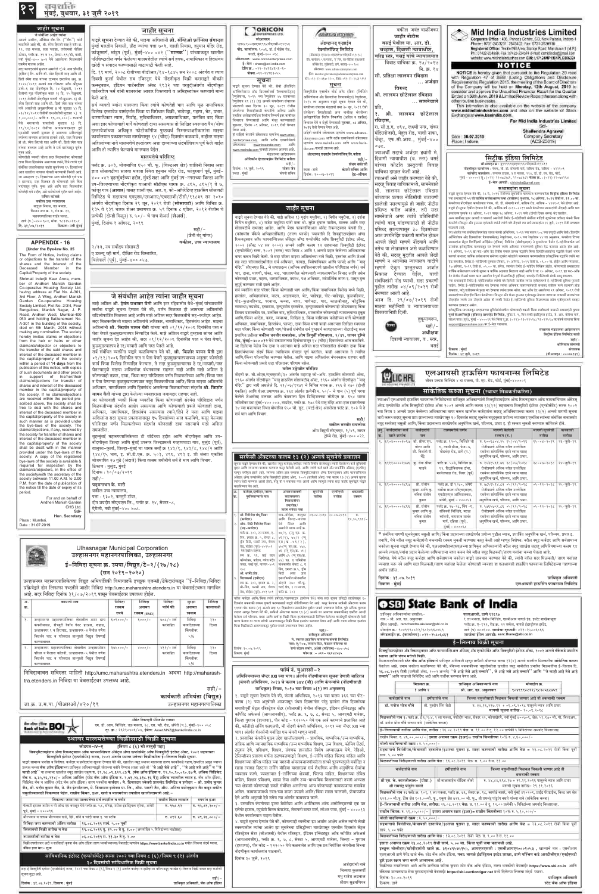# जाहिर सूचना

## APPENDIX - 16

**[Under the Bye-law No. 35]**

The Form of Notice, inviting claims or objections to the transfer of the shares and the interest of the Deceased Member in the Capital/Property of the society.

Shrimati Inderjit Kaur Arora, member of Andheri Manish Garden Co-operative Housing Society Ltd. having address at Flat No. A-301, 3rd Floor, A Wing, Andheri Manish Garden Co-operative Housing Society Limited, Plot No. 2/3/4, Four Bungalows, Manish Nagar, J. P. Road, Andheri West, Mumbai-400 053 and holding flat/tenement No. A-301 in the building of the society, died on 5th March, 2018 without making any nomination. The society hereby invites claims or objections from the heir or heirs or other claimants/objector or objectors to the transfer of the said shares and interest of the deceased member in the capital/property of the society within a period of **14 days** from the publication of this notice, with copies of such documents and other proofs in support of his/her/their claims/objections for transfer of shares and interest of the deceased member in the capital/property of the society. If no claims/objections are received within the period prescribed above, the society shall be free to deal with the shares and interest of the deceased member in the capital/property of the society in such manner as is provided under the bye-laws of the society. The claims/objections, if any, received by the society for transfer of shares and interest of the deceased member in the capital/property of the society shall be dealt with in the manner provided under the bye-laws of the society. A copy of the registered bye-laws of the society is available & required for inspection by the claimants/objectors, in the office of the society/with the secretary of the society between 11.00 A.M. to 2.00 P.M. from the date of publication of the notice till the date of expiry of its period.

For and on behalf of
Andheri Manish Garden CHS Ltd.
Sd/-
Hon. Secretary

Place : Mumbai.
Date : 31.07.2019.

---

# जाहिर सूचना

---

# जे संबंधीत आहेत त्यांना जाहिर सूचना

---

**ORICON ENTERPRISES LTD.**

# सूचना

---

**Advanced Enzymes**

# सूचना

---

# जाहिर सूचना

---

# सर्फेसी ॲक्टच्या कलम १३ (२) अन्वये सूचनेचे प्रकाशन

---

## फॉर्म नं. युआरसी-२

---

# Mid India Industries Limited

Corporate Office : 405, Princess Centre, 6/3, New Palasia, Indore-1
Phone: 0731-2433231, 2543402, Fax: 0731-2530916
Registered Office: Textile Mill Area, Station Road, Mandsaur-1 (M.P.)
Ph.: 07422-234999, Fax: 07422-234374, e-mail: csmidindia@gmail.com
website: www.midindiaindustries.com CIN: L17124MP1991PLC006324

## NOTICE

NOTICE is hereby given that pursuant to the Regulation 29 read with Regulation 47 of SEBI (Listing Obligations and Disclosure Requirements) Regulation 2015, the meeting of the Board of Directors of the Company will be held on **Monday, 12th August, 2019** to consider and approve the Unaudited Financial Result for the Quarter Ended on 30th June, 2019 & Limited Review Report thereon along with other routine businesses.

This information is also available on the website of the company www.midindiaindustries.com and also on the website of Stock Exchange at www.bseindia.com

For Mid India Industries Limited
Sd/-
**Shailendra Agrawal**
Company Secretary
(ACS-25819)

Date : 30.07.2019
Place : Indore

---

# सिट्रिक इंडिया लिमिटेड

---

# एलआयसी हाऊसिंग फायनान्स लिमिटेड

**LIC HFL**

## सांकेतिक कब्जा सूचना (स्थावर मिळकतीकरिता)

---

# State Bank of India

## ई-लिलाव विक्री सूचना

---

# Ulhasnagar Municipal Corporation

# उल्हासनगर महानगरपालिका, उल्हासनगर

## ई-निविदा सूचना क्र. उमपा/विद्युत/टे-२/(२७/२८)

**(सन २०१९-२०२०)**

निविदाबाबत सविस्तर माहिती http://umc.maharashtra.etenders.in अथवा http://maharashtra.etenders.in या वेबसाईटवर उपलब्ध राहील.

**कार्यकारी अभियंता (विद्युत)**
उल्हासनगर महानगरपालिका

---

**Bank of India BOI**

# स्थावर मालमत्तेच्या विक्रीसाठी विक्री सूचना

## सांकेतिक कब्जा सूचना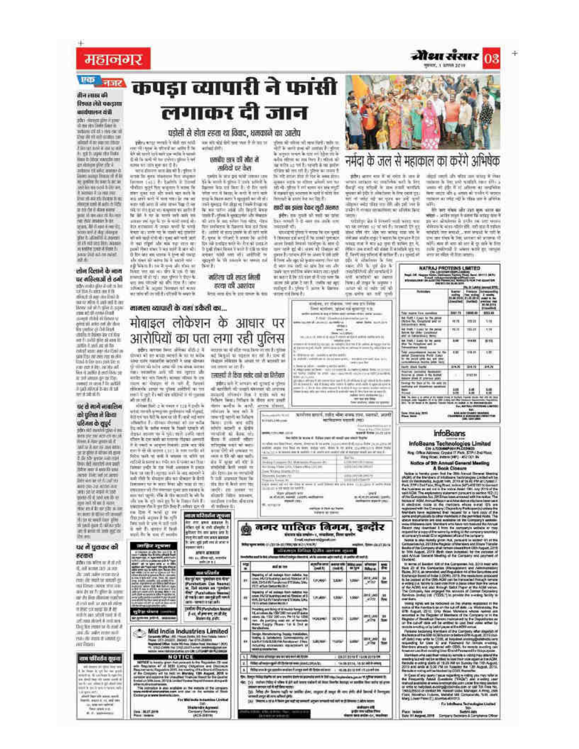# कपड़ा व्यापारी ने फांसी लगाकर दी जान

## पड़ोसी से होता रहता था विवाद, धमकाने का आरोप

### एमबीए छात्र की मौत में साथियों पर केस

### महिला की लाश मिली हत्या की आशंका

### शादी का झांसा देकर लूटी अस्मत

## मामला व्यापारी के यहां डकैती का...

# मोबाइल लोकेशन के आधार पर आरोपियों का पता लगा रही पुलिस

### रहवासियों ने किया चोरी करने का विरोध

# नर्मदा के जल से महाकाल का करेंगे अभिषेक

## एक नजर

### तीन लाख की रिश्वत लेते पकड़ाया कार्यपालन यंत्री

### लोन दिलाने के नाम पर महिलाओं से ठगी

### घर से भागे नाबालिग को पुलिस ने किया परिजन के सुपुर्द

### घर में घुसकर की हरकत

### नाम परिवर्तन सूचना

### नाम परिवर्तन सूचना

### आम सूचना

### नाम परिवर्तन

---

**Mid India Industries Limited**

**NOTICE**

---

**NATRAJ PROTEINS LIMITED**

---

# नगर पालिक निगम, इन्दौर

---

**InfoBeans**

**InfoBeans Technologies Limited**

**Notice of 9th Annual General Meeting & Book Closure**